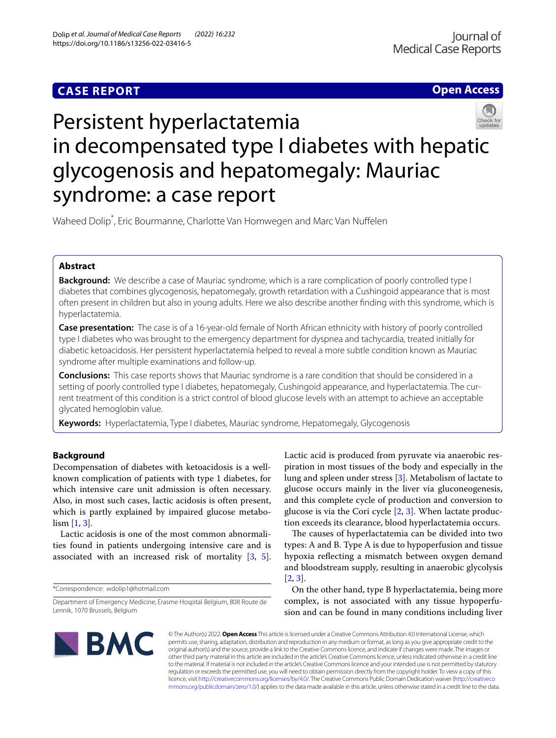CASE REPORT

Open Access

# Persistent hyperlactatemia in decompensated type I diabetes with hepatic glycogenosis and hepatomegaly: Mauriac syndrome: a case report

Waheed Dolip*, Eric Bourmanne, Charlotte Van Homwegen and Marc Van Nuffelen

## Abstract

**Background:** We describe a case of Mauriac syndrome, which is a rare complication of poorly controlled type I diabetes that combines glycogenosis, hepatomegaly, growth retardation with a Cushingoid appearance that is most often present in children but also in young adults. Here we also describe another finding with this syndrome, which is hyperlactatemia.

**Case presentation:** The case is of a 16-year-old female of North African ethnicity with history of poorly controlled type I diabetes who was brought to the emergency department for dyspnea and tachycardia, treated initially for diabetic ketoacidosis. Her persistent hyperlactatemia helped to reveal a more subtle condition known as Mauriac syndrome after multiple examinations and follow-up.

**Conclusions:** This case reports shows that Mauriac syndrome is a rare condition that should be considered in a setting of poorly controlled type I diabetes, hepatomegaly, Cushingoid appearance, and hyperlactatemia. The current treatment of this condition is a strict control of blood glucose levels with an attempt to achieve an acceptable glycated hemoglobin value.

**Keywords:** Hyperlactatemia, Type I diabetes, Mauriac syndrome, Hepatomegaly, Glycogenosis

## Background

Decompensation of diabetes with ketoacidosis is a well-known complication of patients with type 1 diabetes, for which intensive care unit admission is often necessary. Also, in most such cases, lactic acidosis is often present, which is partly explained by impaired glucose metabolism [1, 3].

Lactic acidosis is one of the most common abnormalities found in patients undergoing intensive care and is associated with an increased risk of mortality [3, 5].

Lactic acid is produced from pyruvate via anaerobic respiration in most tissues of the body and especially in the lung and spleen under stress [3]. Metabolism of lactate to glucose occurs mainly in the liver via gluconeogenesis, and this complete cycle of production and conversion to glucose is via the Cori cycle [2, 3]. When lactate production exceeds its clearance, blood hyperlactatemia occurs.

The causes of hyperlactatemia can be divided into two types: A and B. Type A is due to hypoperfusion and tissue hypoxia reflecting a mismatch between oxygen demand and bloodstream supply, resulting in anaerobic glycolysis [2, 3].

On the other hand, type B hyperlactatemia, being more complex, is not associated with any tissue hypoperfusion and can be found in many conditions including liver

*Correspondence: wdolip1@hotmail.com

Department of Emergency Medicine, Erasme Hospital Belgium, 808 Route de Lennik, 1070 Brussels, Belgium

© The Author(s) 2022. **Open Access** This article is licensed under a Creative Commons Attribution 4.0 International License, which permits use, sharing, adaptation, distribution and reproduction in any medium or format, as long as you give appropriate credit to the original author(s) and the source, provide a link to the Creative Commons licence, and indicate if changes were made. The images or other third party material in this article are included in the article's Creative Commons licence, unless indicated otherwise in a credit line to the material. If material is not included in the article's Creative Commons licence and your intended use is not permitted by statutory regulation or exceeds the permitted use, you will need to obtain permission directly from the copyright holder. To view a copy of this licence, visit http://creativecommons.org/licenses/by/4.0/. The Creative Commons Public Domain Dedication waiver (http://creativecommons.org/publicdomain/zero/1.0/) applies to the data made available in this article, unless otherwise stated in a credit line to the data.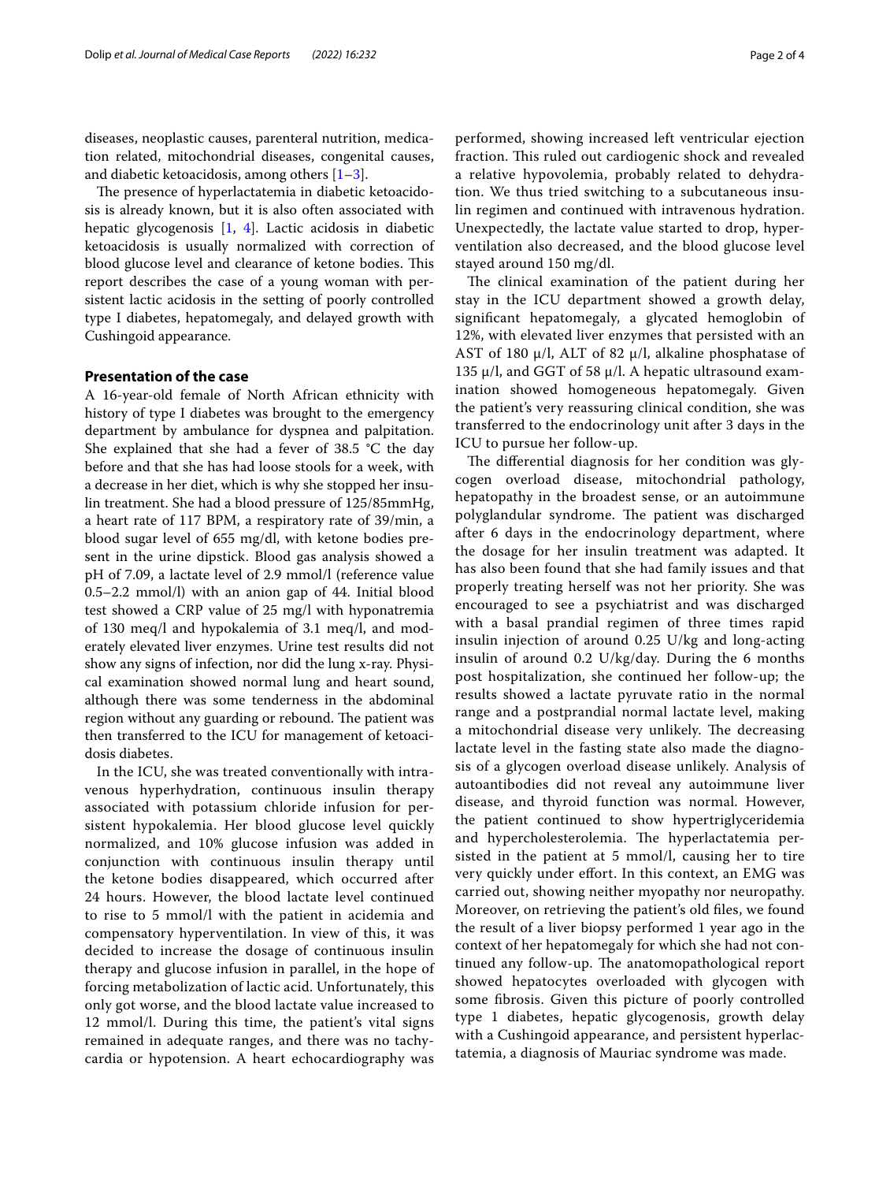diseases, neoplastic causes, parenteral nutrition, medication related, mitochondrial diseases, congenital causes, and diabetic ketoacidosis, among others [1–3].

The presence of hyperlactatemia in diabetic ketoacidosis is already known, but it is also often associated with hepatic glycogenosis [1, 4]. Lactic acidosis in diabetic ketoacidosis is usually normalized with correction of blood glucose level and clearance of ketone bodies. This report describes the case of a young woman with persistent lactic acidosis in the setting of poorly controlled type I diabetes, hepatomegaly, and delayed growth with Cushingoid appearance.

## Presentation of the case

A 16-year-old female of North African ethnicity with history of type I diabetes was brought to the emergency department by ambulance for dyspnea and palpitation. She explained that she had a fever of 38.5 °C the day before and that she has had loose stools for a week, with a decrease in her diet, which is why she stopped her insulin treatment. She had a blood pressure of 125/85mmHg, a heart rate of 117 BPM, a respiratory rate of 39/min, a blood sugar level of 655 mg/dl, with ketone bodies present in the urine dipstick. Blood gas analysis showed a pH of 7.09, a lactate level of 2.9 mmol/l (reference value 0.5–2.2 mmol/l) with an anion gap of 44. Initial blood test showed a CRP value of 25 mg/l with hyponatremia of 130 meq/l and hypokalemia of 3.1 meq/l, and moderately elevated liver enzymes. Urine test results did not show any signs of infection, nor did the lung x-ray. Physical examination showed normal lung and heart sound, although there was some tenderness in the abdominal region without any guarding or rebound. The patient was then transferred to the ICU for management of ketoacidosis diabetes.

In the ICU, she was treated conventionally with intravenous hyperhydration, continuous insulin therapy associated with potassium chloride infusion for persistent hypokalemia. Her blood glucose level quickly normalized, and 10% glucose infusion was added in conjunction with continuous insulin therapy until the ketone bodies disappeared, which occurred after 24 hours. However, the blood lactate level continued to rise to 5 mmol/l with the patient in acidemia and compensatory hyperventilation. In view of this, it was decided to increase the dosage of continuous insulin therapy and glucose infusion in parallel, in the hope of forcing metabolization of lactic acid. Unfortunately, this only got worse, and the blood lactate value increased to 12 mmol/l. During this time, the patient's vital signs remained in adequate ranges, and there was no tachycardia or hypotension. A heart echocardiography was performed, showing increased left ventricular ejection fraction. This ruled out cardiogenic shock and revealed a relative hypovolemia, probably related to dehydration. We thus tried switching to a subcutaneous insulin regimen and continued with intravenous hydration. Unexpectedly, the lactate value started to drop, hyperventilation also decreased, and the blood glucose level stayed around 150 mg/dl.

The clinical examination of the patient during her stay in the ICU department showed a growth delay, significant hepatomegaly, a glycated hemoglobin of 12%, with elevated liver enzymes that persisted with an AST of 180 μ/l, ALT of 82 μ/l, alkaline phosphatase of 135 μ/l, and GGT of 58 μ/l. A hepatic ultrasound examination showed homogeneous hepatomegaly. Given the patient's very reassuring clinical condition, she was transferred to the endocrinology unit after 3 days in the ICU to pursue her follow-up.

The differential diagnosis for her condition was glycogen overload disease, mitochondrial pathology, hepatopathy in the broadest sense, or an autoimmune polyglandular syndrome. The patient was discharged after 6 days in the endocrinology department, where the dosage for her insulin treatment was adapted. It has also been found that she had family issues and that properly treating herself was not her priority. She was encouraged to see a psychiatrist and was discharged with a basal prandial regimen of three times rapid insulin injection of around 0.25 U/kg and long-acting insulin of around 0.2 U/kg/day. During the 6 months post hospitalization, she continued her follow-up; the results showed a lactate pyruvate ratio in the normal range and a postprandial normal lactate level, making a mitochondrial disease very unlikely. The decreasing lactate level in the fasting state also made the diagnosis of a glycogen overload disease unlikely. Analysis of autoantibodies did not reveal any autoimmune liver disease, and thyroid function was normal. However, the patient continued to show hypertriglyceridemia and hypercholesterolemia. The hyperlactatemia persisted in the patient at 5 mmol/l, causing her to tire very quickly under effort. In this context, an EMG was carried out, showing neither myopathy nor neuropathy. Moreover, on retrieving the patient's old files, we found the result of a liver biopsy performed 1 year ago in the context of her hepatomegaly for which she had not continued any follow-up. The anatomopathological report showed hepatocytes overloaded with glycogen with some fibrosis. Given this picture of poorly controlled type 1 diabetes, hepatic glycogenosis, growth delay with a Cushingoid appearance, and persistent hyperlactatemia, a diagnosis of Mauriac syndrome was made.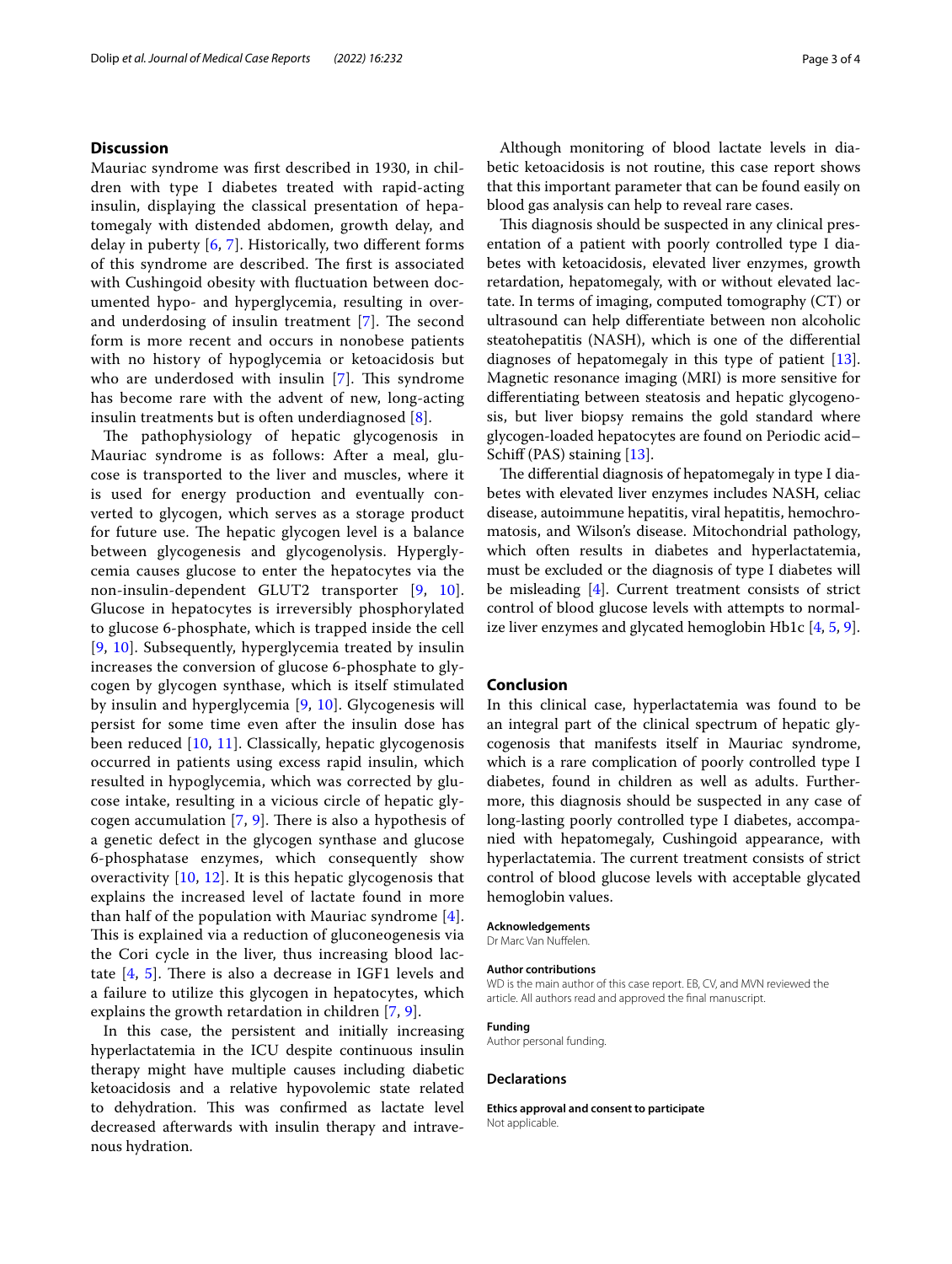## Discussion

Mauriac syndrome was first described in 1930, in children with type I diabetes treated with rapid-acting insulin, displaying the classical presentation of hepatomegaly with distended abdomen, growth delay, and delay in puberty [6, 7]. Historically, two different forms of this syndrome are described. The first is associated with Cushingoid obesity with fluctuation between documented hypo- and hyperglycemia, resulting in over- and underdosing of insulin treatment [7]. The second form is more recent and occurs in nonobese patients with no history of hypoglycemia or ketoacidosis but who are underdosed with insulin [7]. This syndrome has become rare with the advent of new, long-acting insulin treatments but is often underdiagnosed [8].

The pathophysiology of hepatic glycogenosis in Mauriac syndrome is as follows: After a meal, glucose is transported to the liver and muscles, where it is used for energy production and eventually converted to glycogen, which serves as a storage product for future use. The hepatic glycogen level is a balance between glycogenesis and glycogenolysis. Hyperglycemia causes glucose to enter the hepatocytes via the non-insulin-dependent GLUT2 transporter [9, 10]. Glucose in hepatocytes is irreversibly phosphorylated to glucose 6-phosphate, which is trapped inside the cell [9, 10]. Subsequently, hyperglycemia treated by insulin increases the conversion of glucose 6-phosphate to glycogen by glycogen synthase, which is itself stimulated by insulin and hyperglycemia [9, 10]. Glycogenesis will persist for some time even after the insulin dose has been reduced [10, 11]. Classically, hepatic glycogenosis occurred in patients using excess rapid insulin, which resulted in hypoglycemia, which was corrected by glucose intake, resulting in a vicious circle of hepatic glycogen accumulation [7, 9]. There is also a hypothesis of a genetic defect in the glycogen synthase and glucose 6-phosphatase enzymes, which consequently show overactivity [10, 12]. It is this hepatic glycogenosis that explains the increased level of lactate found in more than half of the population with Mauriac syndrome [4]. This is explained via a reduction of gluconeogenesis via the Cori cycle in the liver, thus increasing blood lactate [4, 5]. There is also a decrease in IGF1 levels and a failure to utilize this glycogen in hepatocytes, which explains the growth retardation in children [7, 9].

In this case, the persistent and initially increasing hyperlactatemia in the ICU despite continuous insulin therapy might have multiple causes including diabetic ketoacidosis and a relative hypovolemic state related to dehydration. This was confirmed as lactate level decreased afterwards with insulin therapy and intravenous hydration.

Although monitoring of blood lactate levels in diabetic ketoacidosis is not routine, this case report shows that this important parameter that can be found easily on blood gas analysis can help to reveal rare cases.

This diagnosis should be suspected in any clinical presentation of a patient with poorly controlled type I diabetes with ketoacidosis, elevated liver enzymes, growth retardation, hepatomegaly, with or without elevated lactate. In terms of imaging, computed tomography (CT) or ultrasound can help differentiate between non alcoholic steatohepatitis (NASH), which is one of the differential diagnoses of hepatomegaly in this type of patient [13]. Magnetic resonance imaging (MRI) is more sensitive for differentiating between steatosis and hepatic glycogenosis, but liver biopsy remains the gold standard where glycogen-loaded hepatocytes are found on Periodic acid–Schiff (PAS) staining [13].

The differential diagnosis of hepatomegaly in type I diabetes with elevated liver enzymes includes NASH, celiac disease, autoimmune hepatitis, viral hepatitis, hemochromatosis, and Wilson's disease. Mitochondrial pathology, which often results in diabetes and hyperlactatemia, must be excluded or the diagnosis of type I diabetes will be misleading [4]. Current treatment consists of strict control of blood glucose levels with attempts to normalize liver enzymes and glycated hemoglobin Hb1c [4, 5, 9].

## Conclusion

In this clinical case, hyperlactatemia was found to be an integral part of the clinical spectrum of hepatic glycogenosis that manifests itself in Mauriac syndrome, which is a rare complication of poorly controlled type I diabetes, found in children as well as adults. Furthermore, this diagnosis should be suspected in any case of long-lasting poorly controlled type I diabetes, accompanied with hepatomegaly, Cushingoid appearance, with hyperlactatemia. The current treatment consists of strict control of blood glucose levels with acceptable glycated hemoglobin values.

#### Acknowledgements

Dr Marc Van Nuffelen.

#### Author contributions

WD is the main author of this case report. EB, CV, and MVN reviewed the article. All authors read and approved the final manuscript.

#### Funding

Author personal funding.

### Declarations

#### Ethics approval and consent to participate

Not applicable.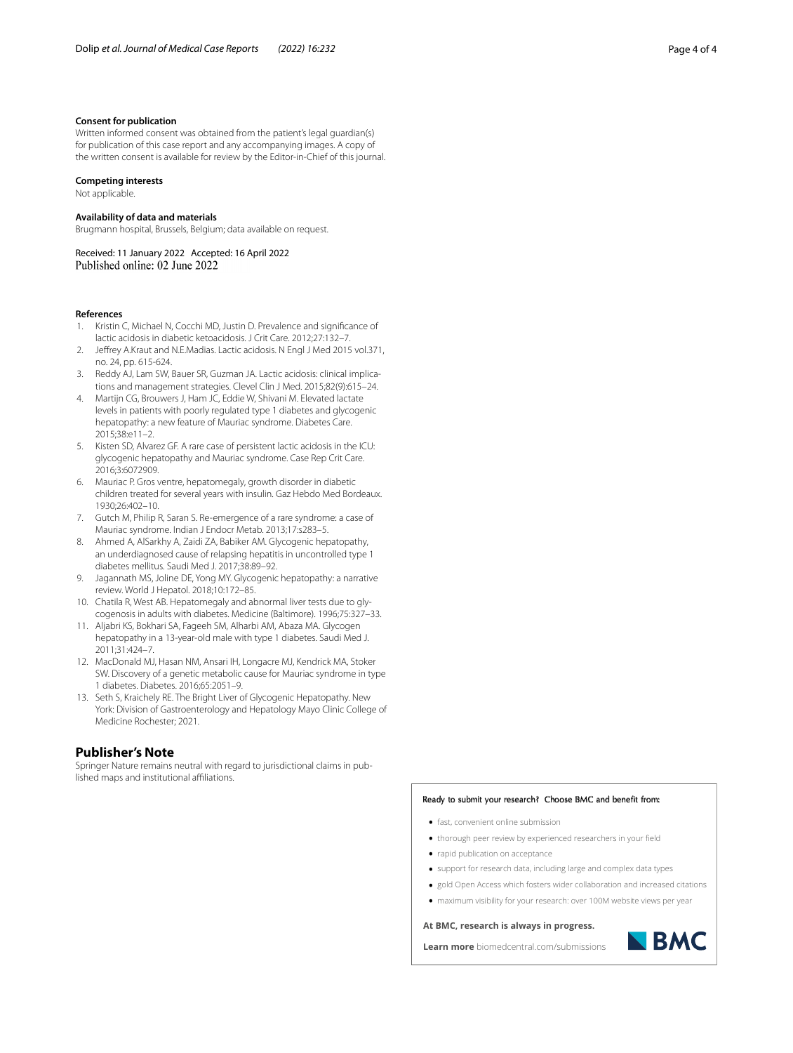**Consent for publication**

Written informed consent was obtained from the patient's legal guardian(s) for publication of this case report and any accompanying images. A copy of the written consent is available for review by the Editor-in-Chief of this journal.

**Competing interests**

Not applicable.

**Availability of data and materials**

Brugmann hospital, Brussels, Belgium; data available on request.

Received: 11 January 2022 Accepted: 16 April 2022
Published online: 02 June 2022

**References**

1. Kristin C, Michael N, Cocchi MD, Justin D. Prevalence and significance of lactic acidosis in diabetic ketoacidosis. J Crit Care. 2012;27:132–7.
2. Jeffrey A.Kraut and N.E.Madias. Lactic acidosis. N Engl J Med 2015 vol.371, no. 24, pp. 615-624.
3. Reddy AJ, Lam SW, Bauer SR, Guzman JA. Lactic acidosis: clinical implications and management strategies. Clevel Clin J Med. 2015;82(9):615–24.
4. Martijn CG, Brouwers J, Ham JC, Eddie W, Shivani M. Elevated lactate levels in patients with poorly regulated type 1 diabetes and glycogenic hepatopathy: a new feature of Mauriac syndrome. Diabetes Care. 2015;38:e11–2.
5. Kisten SD, Alvarez GF. A rare case of persistent lactic acidosis in the ICU: glycogenic hepatopathy and Mauriac syndrome. Case Rep Crit Care. 2016;3:6072909.
6. Mauriac P. Gros ventre, hepatomegaly, growth disorder in diabetic children treated for several years with insulin. Gaz Hebdo Med Bordeaux. 1930;26:402–10.
7. Gutch M, Philip R, Saran S. Re-emergence of a rare syndrome: a case of Mauriac syndrome. Indian J Endocr Metab. 2013;17:s283–5.
8. Ahmed A, AlSarkhy A, Zaidi ZA, Babiker AM. Glycogenic hepatopathy, an underdiagnosed cause of relapsing hepatitis in uncontrolled type 1 diabetes mellitus. Saudi Med J. 2017;38:89–92.
9. Jagannath MS, Joline DE, Yong MY. Glycogenic hepatopathy: a narrative review. World J Hepatol. 2018;10:172–85.
10. Chatila R, West AB. Hepatomegaly and abnormal liver tests due to glycogenosis in adults with diabetes. Medicine (Baltimore). 1996;75:327–33.
11. Aljabri KS, Bokhari SA, Fageeh SM, Alharbi AM, Abaza MA. Glycogen hepatopathy in a 13-year-old male with type 1 diabetes. Saudi Med J. 2011;31:424–7.
12. MacDonald MJ, Hasan NM, Ansari IH, Longacre MJ, Kendrick MA, Stoker SW. Discovery of a genetic metabolic cause for Mauriac syndrome in type 1 diabetes. Diabetes. 2016;65:2051–9.
13. Seth S, Kraichely RE. The Bright Liver of Glycogenic Hepatopathy. New York: Division of Gastroenterology and Hepatology Mayo Clinic College of Medicine Rochester; 2021.

## Publisher's Note

Springer Nature remains neutral with regard to jurisdictional claims in published maps and institutional affiliations.

Ready to submit your research? Choose BMC and benefit from:

- fast, convenient online submission
- thorough peer review by experienced researchers in your field
- rapid publication on acceptance
- support for research data, including large and complex data types
- gold Open Access which fosters wider collaboration and increased citations
- maximum visibility for your research: over 100M website views per year

**At BMC, research is always in progress.**

**Learn more** biomedcentral.com/submissions

BMC